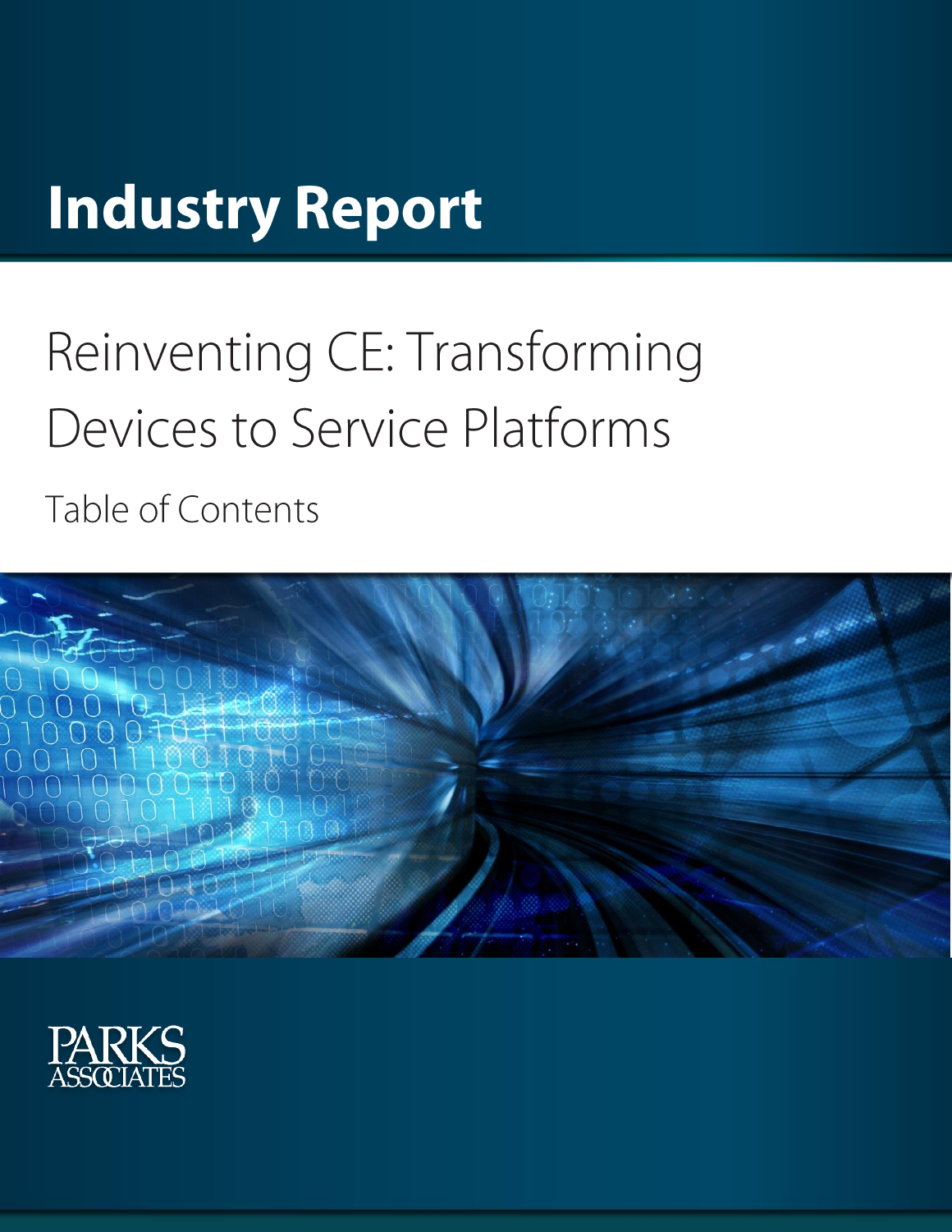# Industry Report

## Reinventing CE: Transforming Devices to Service Platforms

Table of Contents

PARKS ASSOCIATES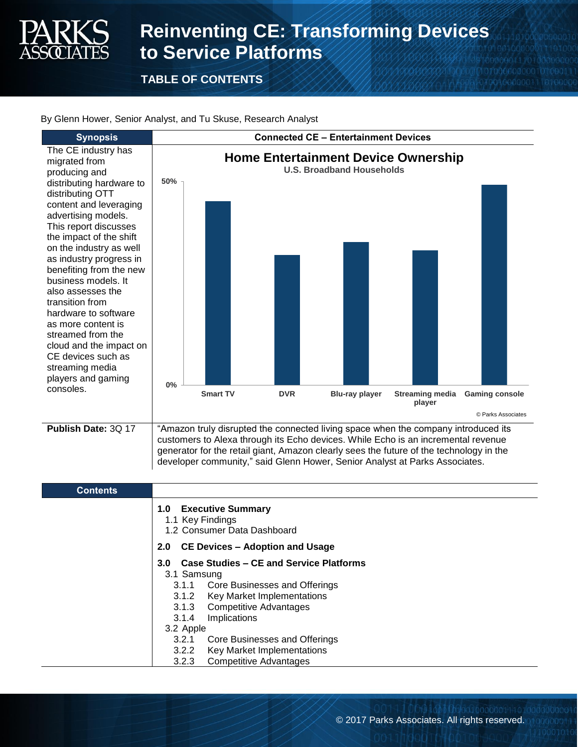# Reinventing CE: Transforming Devices to Service Platforms

## TABLE OF CONTENTS

By Glenn Hower, Senior Analyst, and Tu Skuse, Research Analyst

**Synopsis**

The CE industry has migrated from producing and distributing hardware to distributing OTT content and leveraging advertising models. This report discusses the impact of the shift on the industry as well as industry progress in benefiting from the new business models. It also assesses the transition from hardware to software as more content is streamed from the cloud and the impact on CE devices such as streaming media players and gaming consoles.

**Connected CE – Entertainment Devices**

Home Entertainment Device Ownership

U.S. Broadband Households

50%

0%

Smart TV

DVR

Blu-ray player

Streaming media player

Gaming console

© Parks Associates

**Publish Date:** 3Q 17

"Amazon truly disrupted the connected living space when the company introduced its customers to Alexa through its Echo devices. While Echo is an incremental revenue generator for the retail giant, Amazon clearly sees the future of the technology in the developer community," said Glenn Hower, Senior Analyst at Parks Associates.

**Contents**

**1.0 Executive Summary**
- 1.1 Key Findings
- 1.2 Consumer Data Dashboard

**2.0 CE Devices – Adoption and Usage**

**3.0 Case Studies – CE and Service Platforms**
- 3.1 Samsung
  - 3.1.1 Core Businesses and Offerings
  - 3.1.2 Key Market Implementations
  - 3.1.3 Competitive Advantages
  - 3.1.4 Implications
- 3.2 Apple
  - 3.2.1 Core Businesses and Offerings
  - 3.2.2 Key Market Implementations
  - 3.2.3 Competitive Advantages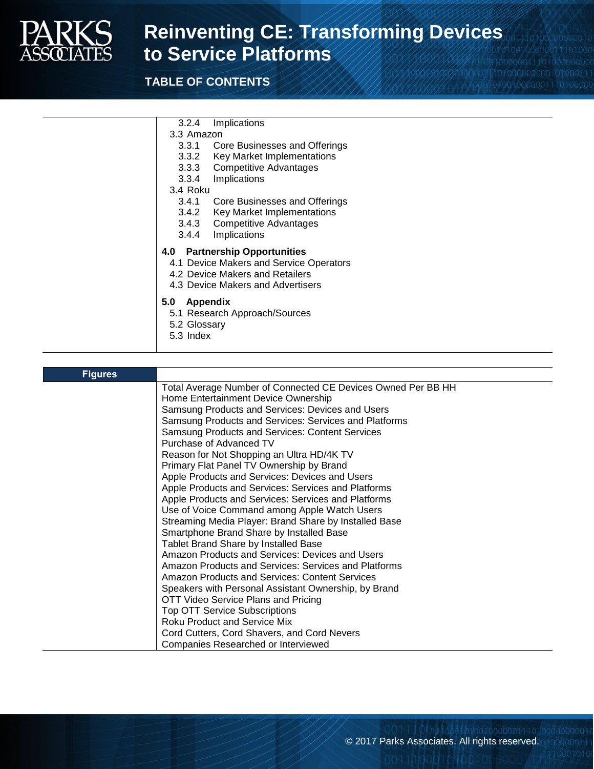- 3.2.4 Implications
- 3.3 Amazon
  - 3.3.1 Core Businesses and Offerings
  - 3.3.2 Key Market Implementations
  - 3.3.3 Competitive Advantages
  - 3.3.4 Implications
- 3.4 Roku
  - 3.4.1 Core Businesses and Offerings
  - 3.4.2 Key Market Implementations
  - 3.4.3 Competitive Advantages
  - 3.4.4 Implications

**4.0 Partnership Opportunities**

- 4.1 Device Makers and Service Operators
- 4.2 Device Makers and Retailers
- 4.3 Device Makers and Advertisers

**5.0 Appendix**

- 5.1 Research Approach/Sources
- 5.2 Glossary
- 5.3 Index

## Figures

Total Average Number of Connected CE Devices Owned Per BB HH
Home Entertainment Device Ownership
Samsung Products and Services: Devices and Users
Samsung Products and Services: Services and Platforms
Samsung Products and Services: Content Services
Purchase of Advanced TV
Reason for Not Shopping an Ultra HD/4K TV
Primary Flat Panel TV Ownership by Brand
Apple Products and Services: Devices and Users
Apple Products and Services: Services and Platforms
Apple Products and Services: Services and Platforms
Use of Voice Command among Apple Watch Users
Streaming Media Player: Brand Share by Installed Base
Smartphone Brand Share by Installed Base
Tablet Brand Share by Installed Base
Amazon Products and Services: Devices and Users
Amazon Products and Services: Services and Platforms
Amazon Products and Services: Content Services
Speakers with Personal Assistant Ownership, by Brand
OTT Video Service Plans and Pricing
Top OTT Service Subscriptions
Roku Product and Service Mix
Cord Cutters, Cord Shavers, and Cord Nevers
Companies Researched or Interviewed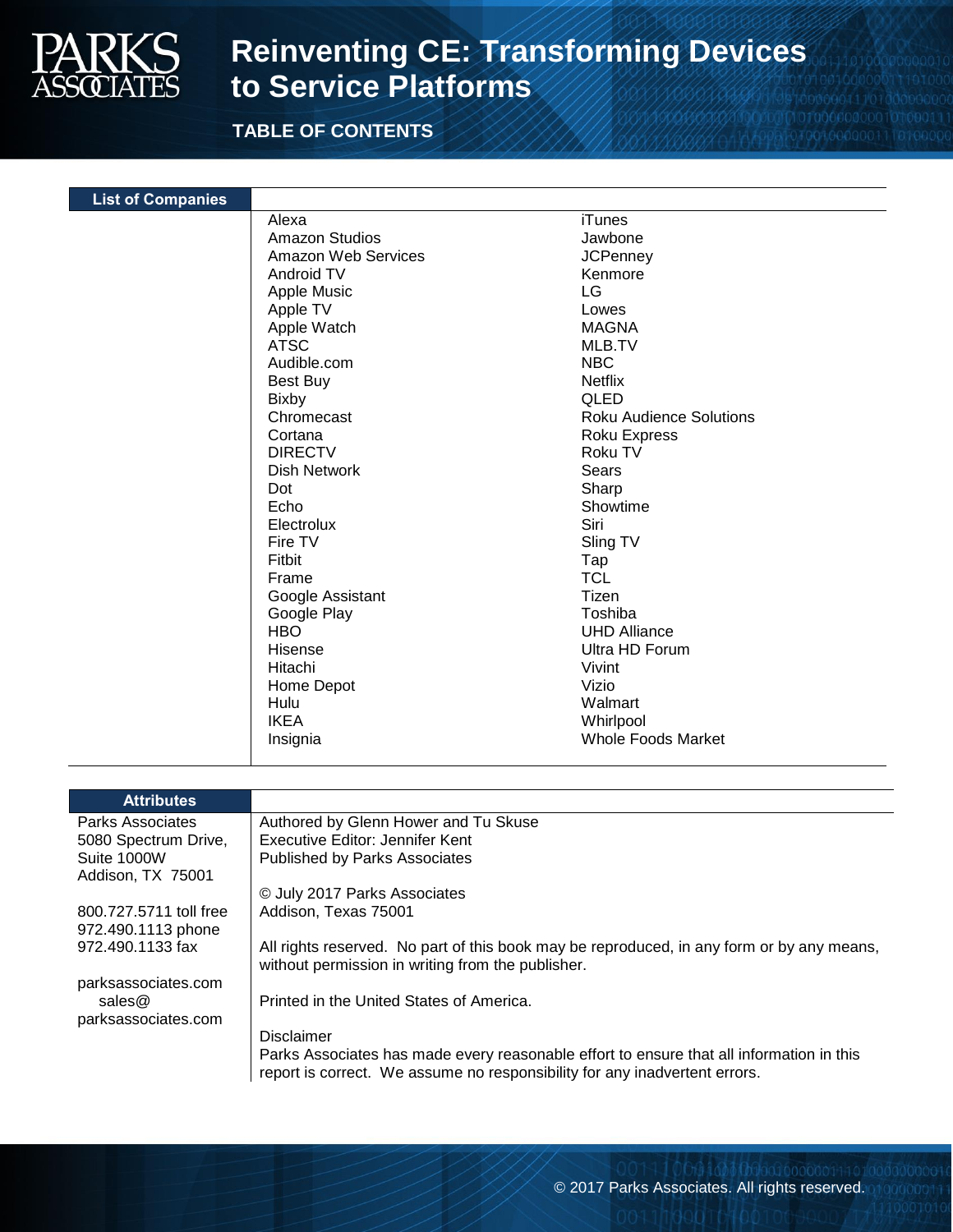# Reinventing CE: Transforming Devices to Service Platforms

## TABLE OF CONTENTS

### List of Companies

Alexa
Amazon Studios
Amazon Web Services
Android TV
Apple Music
Apple TV
Apple Watch
ATSC
Audible.com
Best Buy
Bixby
Chromecast
Cortana
DIRECTV
Dish Network
Dot
Echo
Electrolux
Fire TV
Fitbit
Frame
Google Assistant
Google Play
HBO
Hisense
Hitachi
Home Depot
Hulu
IKEA
Insignia
iTunes
Jawbone
JCPenney
Kenmore
LG
Lowes
MAGNA
MLB.TV
NBC
Netflix
QLED
Roku Audience Solutions
Roku Express
Roku TV
Sears
Sharp
Showtime
Siri
Sling TV
Tap
TCL
Tizen
Toshiba
UHD Alliance
Ultra HD Forum
Vivint
Vizio
Walmart
Whirlpool
Whole Foods Market

### Attributes

Parks Associates
5080 Spectrum Drive, Suite 1000W
Addison, TX 75001

800.727.5711 toll free
972.490.1113 phone
972.490.1133 fax

parksassociates.com
sales@parksassociates.com

Authored by Glenn Hower and Tu Skuse
Executive Editor: Jennifer Kent
Published by Parks Associates

© July 2017 Parks Associates
Addison, Texas 75001

All rights reserved. No part of this book may be reproduced, in any form or by any means, without permission in writing from the publisher.

Printed in the United States of America.

Disclaimer
Parks Associates has made every reasonable effort to ensure that all information in this report is correct. We assume no responsibility for any inadvertent errors.